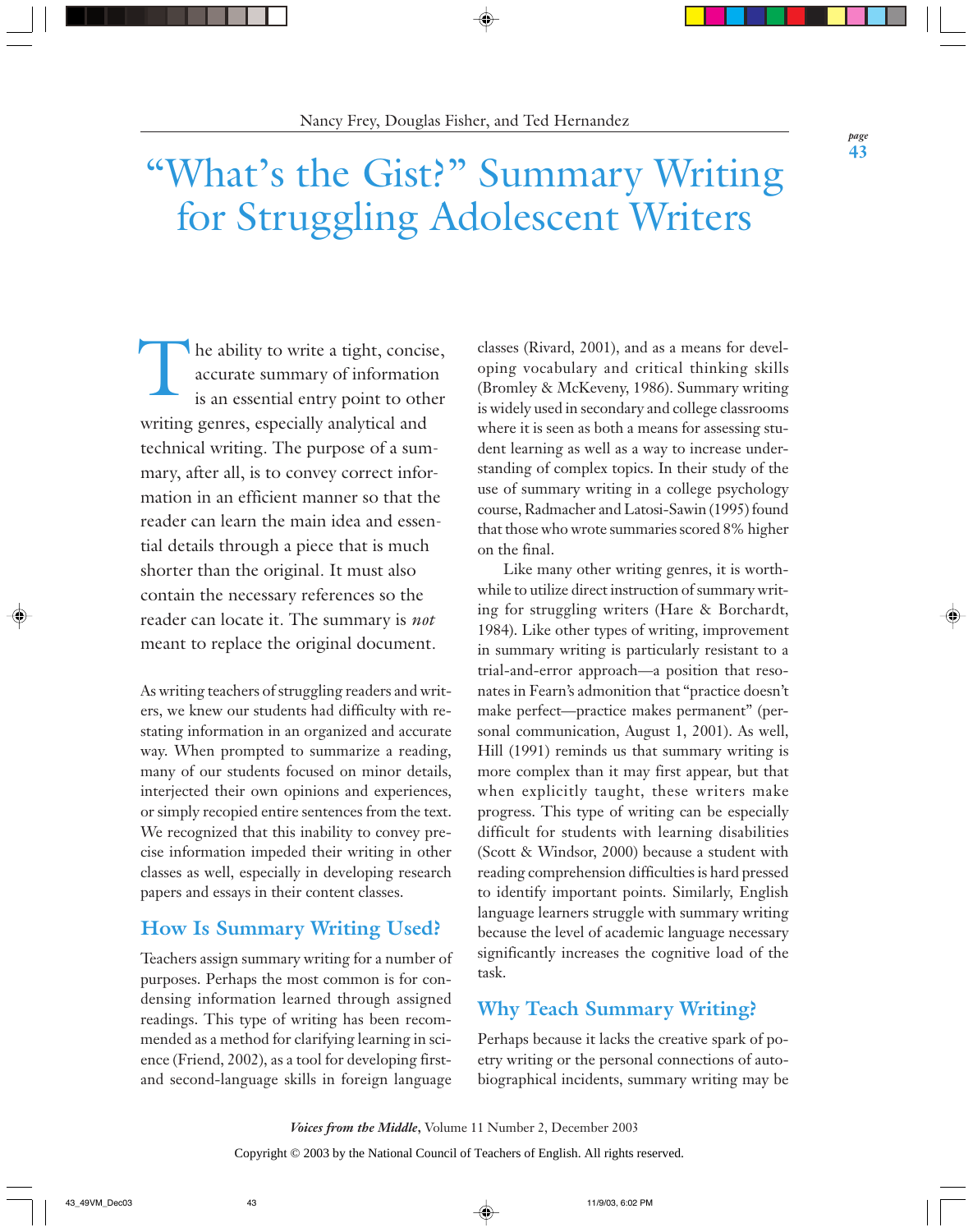Nancy Frey, Douglas Fisher, and Ted Hernandez

# "What's the Gist?" Summary Writing for Struggling Adolescent Writers

The ability to write a tight, concise, accurate summary of information is an essential entry point to other writing genres, especially analytical and technical writing. The purpose of a summary, after all, is to convey correct information in an efficient manner so that the reader can learn the main idea and essential details through a piece that is much shorter than the original. It must also contain the necessary references so the reader can locate it. The summary is *not* meant to replace the original document.

As writing teachers of struggling readers and writers, we knew our students had difficulty with restating information in an organized and accurate way. When prompted to summarize a reading, many of our students focused on minor details, interjected their own opinions and experiences, or simply recopied entire sentences from the text. We recognized that this inability to convey precise information impeded their writing in other classes as well, especially in developing research papers and essays in their content classes.

## How Is Summary Writing Used?

Teachers assign summary writing for a number of purposes. Perhaps the most common is for condensing information learned through assigned readings. This type of writing has been recommended as a method for clarifying learning in science (Friend, 2002), as a tool for developing first- and second-language skills in foreign language classes (Rivard, 2001), and as a means for developing vocabulary and critical thinking skills (Bromley & McKeveny, 1986). Summary writing is widely used in secondary and college classrooms where it is seen as both a means for assessing student learning as well as a way to increase understanding of complex topics. In their study of the use of summary writing in a college psychology course, Radmacher and Latosi-Sawin (1995) found that those who wrote summaries scored 8% higher on the final.

Like many other writing genres, it is worthwhile to utilize direct instruction of summary writing for struggling writers (Hare & Borchardt, 1984). Like other types of writing, improvement in summary writing is particularly resistant to a trial-and-error approach—a position that resonates in Fearn's admonition that "practice doesn't make perfect—practice makes permanent" (personal communication, August 1, 2001). As well, Hill (1991) reminds us that summary writing is more complex than it may first appear, but that when explicitly taught, these writers make progress. This type of writing can be especially difficult for students with learning disabilities (Scott & Windsor, 2000) because a student with reading comprehension difficulties is hard pressed to identify important points. Similarly, English language learners struggle with summary writing because the level of academic language necessary significantly increases the cognitive load of the task.

## Why Teach Summary Writing?

Perhaps because it lacks the creative spark of poetry writing or the personal connections of autobiographical incidents, summary writing may be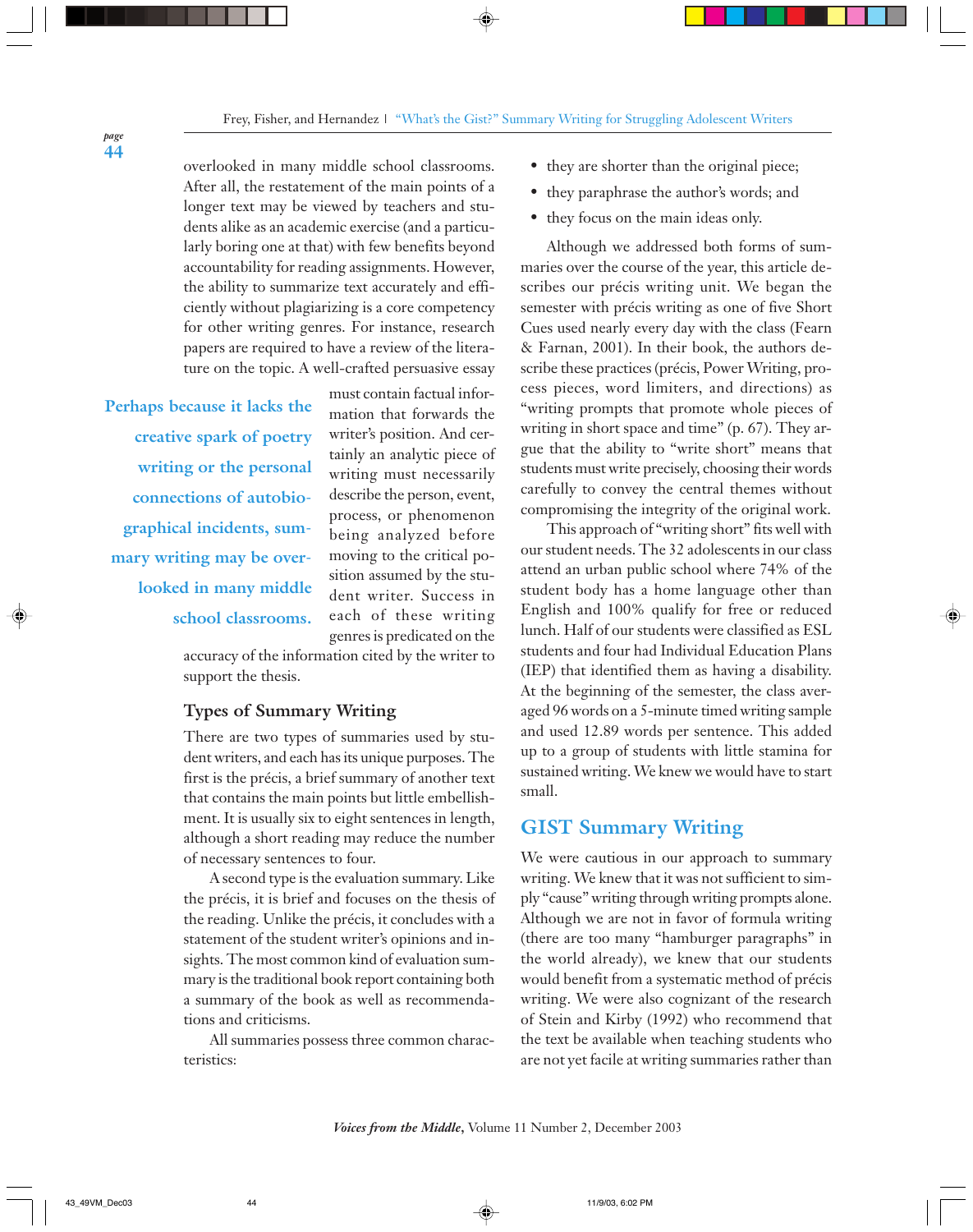overlooked in many middle school classrooms. After all, the restatement of the main points of a longer text may be viewed by teachers and students alike as an academic exercise (and a particularly boring one at that) with few benefits beyond accountability for reading assignments. However, the ability to summarize text accurately and efficiently without plagiarizing is a core competency for other writing genres. For instance, research papers are required to have a review of the literature on the topic. A well-crafted persuasive essay must contain factual information that forwards the writer's position. And certainly an analytic piece of writing must necessarily describe the person, event, process, or phenomenon being analyzed before moving to the critical position assumed by the student writer. Success in each of these writing genres is predicated on the accuracy of the information cited by the writer to support the thesis.

**Perhaps because it lacks the creative spark of poetry writing or the personal connections of autobiographical incidents, summary writing may be overlooked in many middle school classrooms.**

## Types of Summary Writing

There are two types of summaries used by student writers, and each has its unique purposes. The first is the précis, a brief summary of another text that contains the main points but little embellishment. It is usually six to eight sentences in length, although a short reading may reduce the number of necessary sentences to four.

A second type is the evaluation summary. Like the précis, it is brief and focuses on the thesis of the reading. Unlike the précis, it concludes with a statement of the student writer's opinions and insights. The most common kind of evaluation summary is the traditional book report containing both a summary of the book as well as recommendations and criticisms.

All summaries possess three common characteristics:

- they are shorter than the original piece;
- they paraphrase the author's words; and
- they focus on the main ideas only.

Although we addressed both forms of summaries over the course of the year, this article describes our précis writing unit. We began the semester with précis writing as one of five Short Cues used nearly every day with the class (Fearn & Farnan, 2001). In their book, the authors describe these practices (précis, Power Writing, process pieces, word limiters, and directions) as "writing prompts that promote whole pieces of writing in short space and time" (p. 67). They argue that the ability to "write short" means that students must write precisely, choosing their words carefully to convey the central themes without compromising the integrity of the original work.

This approach of "writing short" fits well with our student needs. The 32 adolescents in our class attend an urban public school where 74% of the student body has a home language other than English and 100% qualify for free or reduced lunch. Half of our students were classified as ESL students and four had Individual Education Plans (IEP) that identified them as having a disability. At the beginning of the semester, the class averaged 96 words on a 5-minute timed writing sample and used 12.89 words per sentence. This added up to a group of students with little stamina for sustained writing. We knew we would have to start small.

## GIST Summary Writing

We were cautious in our approach to summary writing. We knew that it was not sufficient to simply "cause" writing through writing prompts alone. Although we are not in favor of formula writing (there are too many "hamburger paragraphs" in the world already), we knew that our students would benefit from a systematic method of précis writing. We were also cognizant of the research of Stein and Kirby (1992) who recommend that the text be available when teaching students who are not yet facile at writing summaries rather than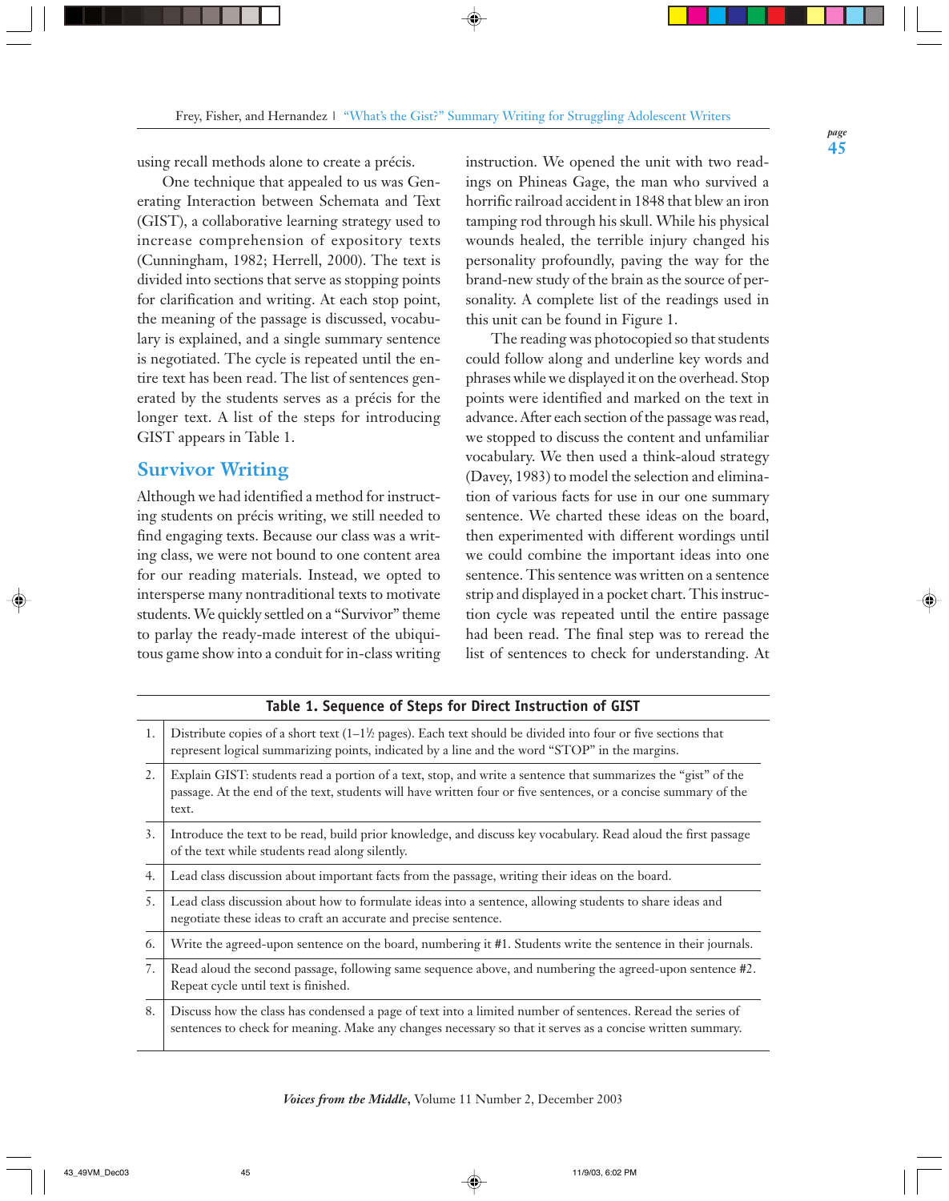using recall methods alone to create a précis.

One technique that appealed to us was Generating Interaction between Schemata and Text (GIST), a collaborative learning strategy used to increase comprehension of expository texts (Cunningham, 1982; Herrell, 2000). The text is divided into sections that serve as stopping points for clarification and writing. At each stop point, the meaning of the passage is discussed, vocabulary is explained, and a single summary sentence is negotiated. The cycle is repeated until the entire text has been read. The list of sentences generated by the students serves as a précis for the longer text. A list of the steps for introducing GIST appears in Table 1.

## Survivor Writing

Although we had identified a method for instructing students on précis writing, we still needed to find engaging texts. Because our class was a writing class, we were not bound to one content area for our reading materials. Instead, we opted to intersperse many nontraditional texts to motivate students. We quickly settled on a "Survivor" theme to parlay the ready-made interest of the ubiquitous game show into a conduit for in-class writing instruction. We opened the unit with two readings on Phineas Gage, the man who survived a horrific railroad accident in 1848 that blew an iron tamping rod through his skull. While his physical wounds healed, the terrible injury changed his personality profoundly, paving the way for the brand-new study of the brain as the source of personality. A complete list of the readings used in this unit can be found in Figure 1.

The reading was photocopied so that students could follow along and underline key words and phrases while we displayed it on the overhead. Stop points were identified and marked on the text in advance. After each section of the passage was read, we stopped to discuss the content and unfamiliar vocabulary. We then used a think-aloud strategy (Davey, 1983) to model the selection and elimination of various facts for use in our one summary sentence. We charted these ideas on the board, then experimented with different wordings until we could combine the important ideas into one sentence. This sentence was written on a sentence strip and displayed in a pocket chart. This instruction cycle was repeated until the entire passage had been read. The final step was to reread the list of sentences to check for understanding. At

**Table 1. Sequence of Steps for Direct Instruction of GIST**

| | |
|---|---|
| 1. | Distribute copies of a short text (1–1½ pages). Each text should be divided into four or five sections that represent logical summarizing points, indicated by a line and the word "STOP" in the margins. |
| 2. | Explain GIST: students read a portion of a text, stop, and write a sentence that summarizes the "gist" of the passage. At the end of the text, students will have written four or five sentences, or a concise summary of the text. |
| 3. | Introduce the text to be read, build prior knowledge, and discuss key vocabulary. Read aloud the first passage of the text while students read along silently. |
| 4. | Lead class discussion about important facts from the passage, writing their ideas on the board. |
| 5. | Lead class discussion about how to formulate ideas into a sentence, allowing students to share ideas and negotiate these ideas to craft an accurate and precise sentence. |
| 6. | Write the agreed-upon sentence on the board, numbering it #1. Students write the sentence in their journals. |
| 7. | Read aloud the second passage, following same sequence above, and numbering the agreed-upon sentence #2. Repeat cycle until text is finished. |
| 8. | Discuss how the class has condensed a page of text into a limited number of sentences. Reread the series of sentences to check for meaning. Make any changes necessary so that it serves as a concise written summary. |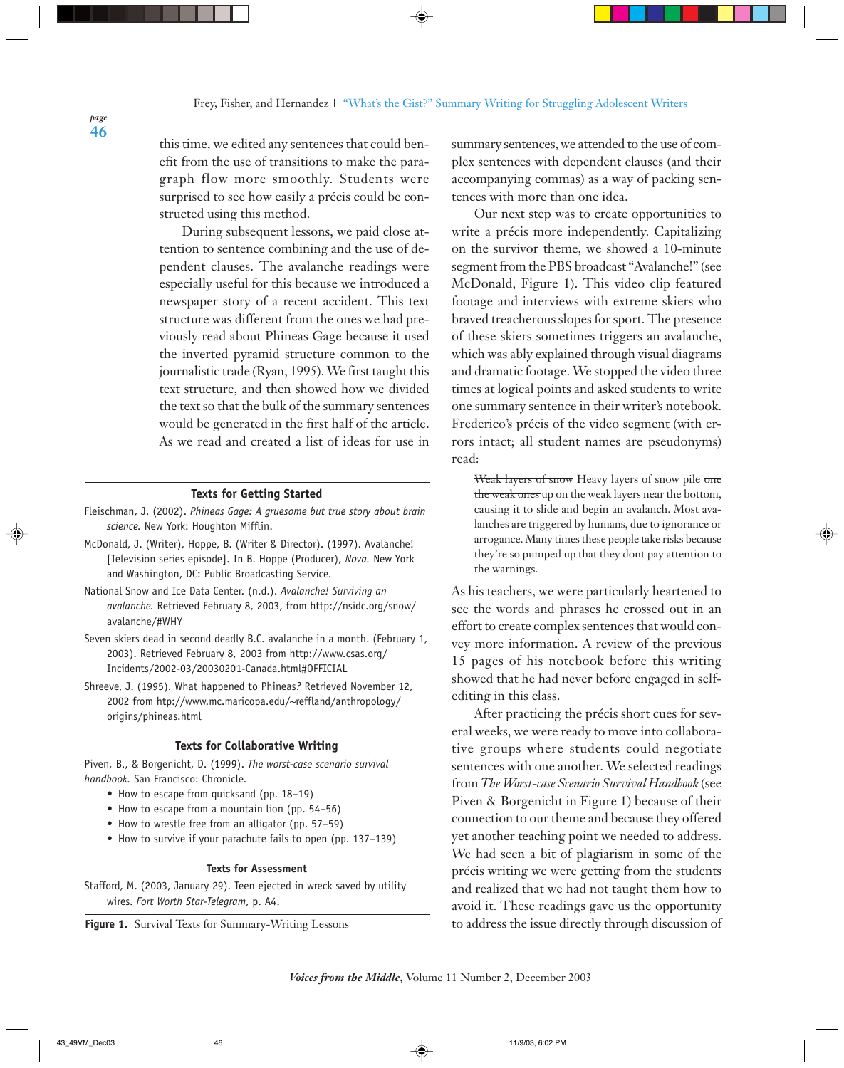this time, we edited any sentences that could benefit from the use of transitions to make the paragraph flow more smoothly. Students were surprised to see how easily a précis could be constructed using this method.

During subsequent lessons, we paid close attention to sentence combining and the use of dependent clauses. The avalanche readings were especially useful for this because we introduced a newspaper story of a recent accident. This text structure was different from the ones we had previously read about Phineas Gage because it used the inverted pyramid structure common to the journalistic trade (Ryan, 1995). We first taught this text structure, and then showed how we divided the text so that the bulk of the summary sentences would be generated in the first half of the article. As we read and created a list of ideas for use in summary sentences, we attended to the use of complex sentences with dependent clauses (and their accompanying commas) as a way of packing sentences with more than one idea.

Our next step was to create opportunities to write a précis more independently. Capitalizing on the survivor theme, we showed a 10-minute segment from the PBS broadcast "Avalanche!" (see McDonald, Figure 1). This video clip featured footage and interviews with extreme skiers who braved treacherous slopes for sport. The presence of these skiers sometimes triggers an avalanche, which was ably explained through visual diagrams and dramatic footage. We stopped the video three times at logical points and asked students to write one summary sentence in their writer's notebook. Frederico's précis of the video segment (with errors intact; all student names are pseudonyms) read:

> ~~Weak layers of snow~~ Heavy layers of snow pile ~~one the weak ones~~ up on the weak layers near the bottom, causing it to slide and begin an avalanch. Most avalanches are triggered by humans, due to ignorance or arrogance. Many times these people take risks because they're so pumped up that they dont pay attention to the warnings.

As his teachers, we were particularly heartened to see the words and phrases he crossed out in an effort to create complex sentences that would convey more information. A review of the previous 15 pages of his notebook before this writing showed that he had never before engaged in self-editing in this class.

After practicing the précis short cues for several weeks, we were ready to move into collaborative groups where students could negotiate sentences with one another. We selected readings from *The Worst-case Scenario Survival Handbook* (see Piven & Borgenicht in Figure 1) because of their connection to our theme and because they offered yet another teaching point we needed to address. We had seen a bit of plagiarism in some of the précis writing we were getting from the students and realized that we had not taught them how to avoid it. These readings gave us the opportunity to address the issue directly through discussion of

---

**Texts for Getting Started**

Fleischman, J. (2002). *Phineas Gage: A gruesome but true story about brain science.* New York: Houghton Mifflin.

McDonald, J. (Writer), Hoppe, B. (Writer & Director). (1997). Avalanche! [Television series episode]. In B. Hoppe (Producer), *Nova.* New York and Washington, DC: Public Broadcasting Service.

National Snow and Ice Data Center. (n.d.). *Avalanche! Surviving an avalanche.* Retrieved February 8, 2003, from http://nsidc.org/snow/avalanche/#WHY

Seven skiers dead in second deadly B.C. avalanche in a month. (February 1, 2003). Retrieved February 8, 2003 from http://www.csas.org/Incidents/2002-03/20030201-Canada.html#OFFICIAL

Shreeve, J. (1995). What happened to Phineas? Retrieved November 12, 2002 from htp://www.mc.maricopa.edu/~reffland/anthropology/origins/phineas.html

**Texts for Collaborative Writing**

Piven, B., & Borgenicht, D. (1999). *The worst-case scenario survival handbook.* San Francisco: Chronicle.

- How to escape from quicksand (pp. 18–19)
- How to escape from a mountain lion (pp. 54–56)
- How to wrestle free from an alligator (pp. 57–59)
- How to survive if your parachute fails to open (pp. 137–139)

**Texts for Assessment**

Stafford, M. (2003, January 29). Teen ejected in wreck saved by utility wires. *Fort Worth Star-Telegram,* p. A4.

**Figure 1.** Survival Texts for Summary-Writing Lessons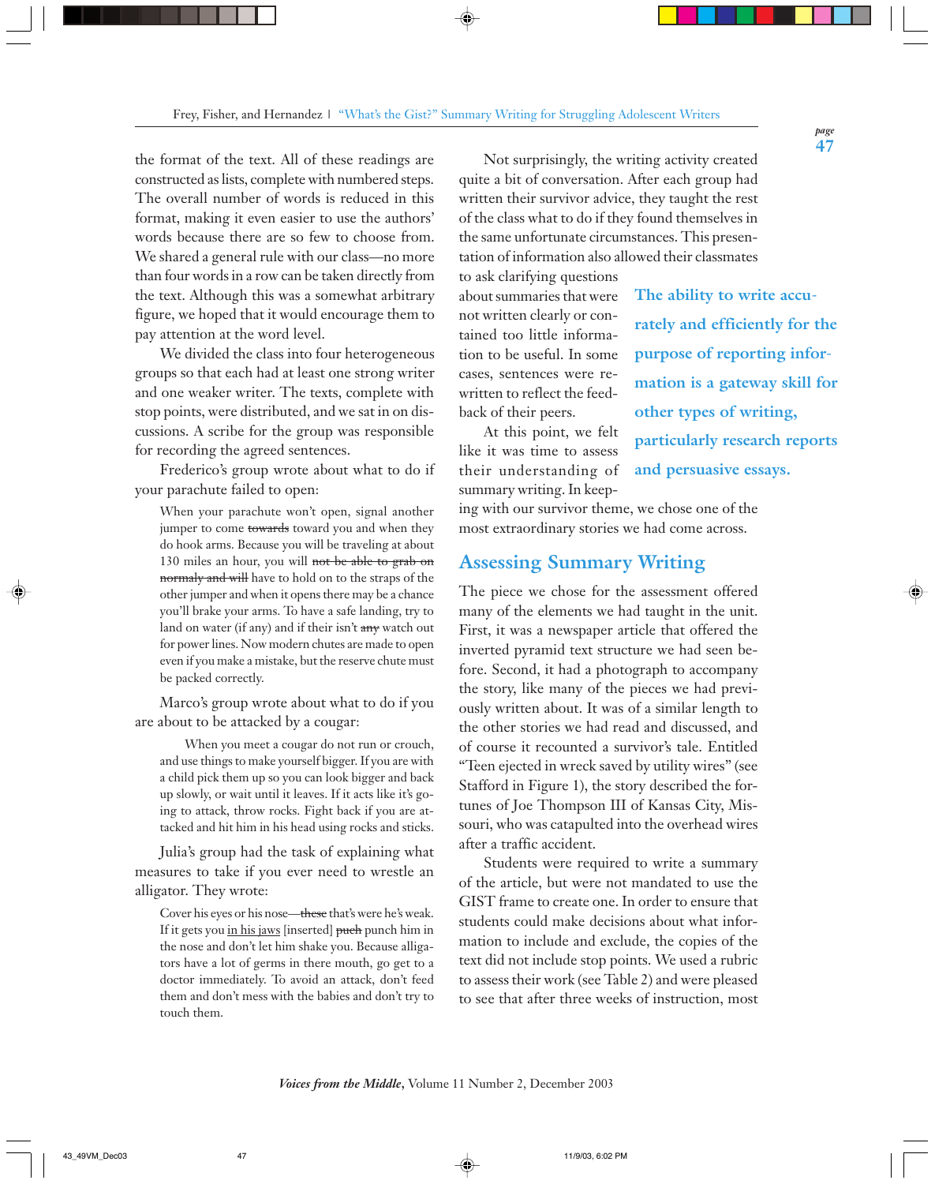the format of the text. All of these readings are constructed as lists, complete with numbered steps. The overall number of words is reduced in this format, making it even easier to use the authors' words because there are so few to choose from. We shared a general rule with our class—no more than four words in a row can be taken directly from the text. Although this was a somewhat arbitrary figure, we hoped that it would encourage them to pay attention at the word level.

We divided the class into four heterogeneous groups so that each had at least one strong writer and one weaker writer. The texts, complete with stop points, were distributed, and we sat in on discussions. A scribe for the group was responsible for recording the agreed sentences.

Frederico's group wrote about what to do if your parachute failed to open:

> When your parachute won't open, signal another jumper to come ~~towards~~ toward you and when they do hook arms. Because you will be traveling at about 130 miles an hour, you will ~~not be able to grab on normaly and will~~ have to hold on to the straps of the other jumper and when it opens there may be a chance you'll brake your arms. To have a safe landing, try to land on water (if any) and if their isn't ~~any~~ watch out for power lines. Now modern chutes are made to open even if you make a mistake, but the reserve chute must be packed correctly.

Marco's group wrote about what to do if you are about to be attacked by a cougar:

> When you meet a cougar do not run or crouch, and use things to make yourself bigger. If you are with a child pick them up so you can look bigger and back up slowly, or wait until it leaves. If it acts like it's going to attack, throw rocks. Fight back if you are attacked and hit him in his head using rocks and sticks.

Julia's group had the task of explaining what measures to take if you ever need to wrestle an alligator. They wrote:

> Cover his eyes or his nose—~~these~~ that's were he's weak. If it gets you <u>in his jaws</u> [inserted] ~~puch~~ punch him in the nose and don't let him shake you. Because alligators have a lot of germs in there mouth, go get to a doctor immediately. To avoid an attack, don't feed them and don't mess with the babies and don't try to touch them.

Not surprisingly, the writing activity created quite a bit of conversation. After each group had written their survivor advice, they taught the rest of the class what to do if they found themselves in the same unfortunate circumstances. This presentation of information also allowed their classmates to ask clarifying questions about summaries that were not written clearly or contained too little information to be useful. In some cases, sentences were rewritten to reflect the feedback of their peers.

**The ability to write accurately and efficiently for the purpose of reporting information is a gateway skill for other types of writing, particularly research reports and persuasive essays.**

At this point, we felt like it was time to assess their understanding of summary writing. In keeping with our survivor theme, we chose one of the most extraordinary stories we had come across.

## Assessing Summary Writing

The piece we chose for the assessment offered many of the elements we had taught in the unit. First, it was a newspaper article that offered the inverted pyramid text structure we had seen before. Second, it had a photograph to accompany the story, like many of the pieces we had previously written about. It was of a similar length to the other stories we had read and discussed, and of course it recounted a survivor's tale. Entitled "Teen ejected in wreck saved by utility wires" (see Stafford in Figure 1), the story described the fortunes of Joe Thompson III of Kansas City, Missouri, who was catapulted into the overhead wires after a traffic accident.

Students were required to write a summary of the article, but were not mandated to use the GIST frame to create one. In order to ensure that students could make decisions about what information to include and exclude, the copies of the text did not include stop points. We used a rubric to assess their work (see Table 2) and were pleased to see that after three weeks of instruction, most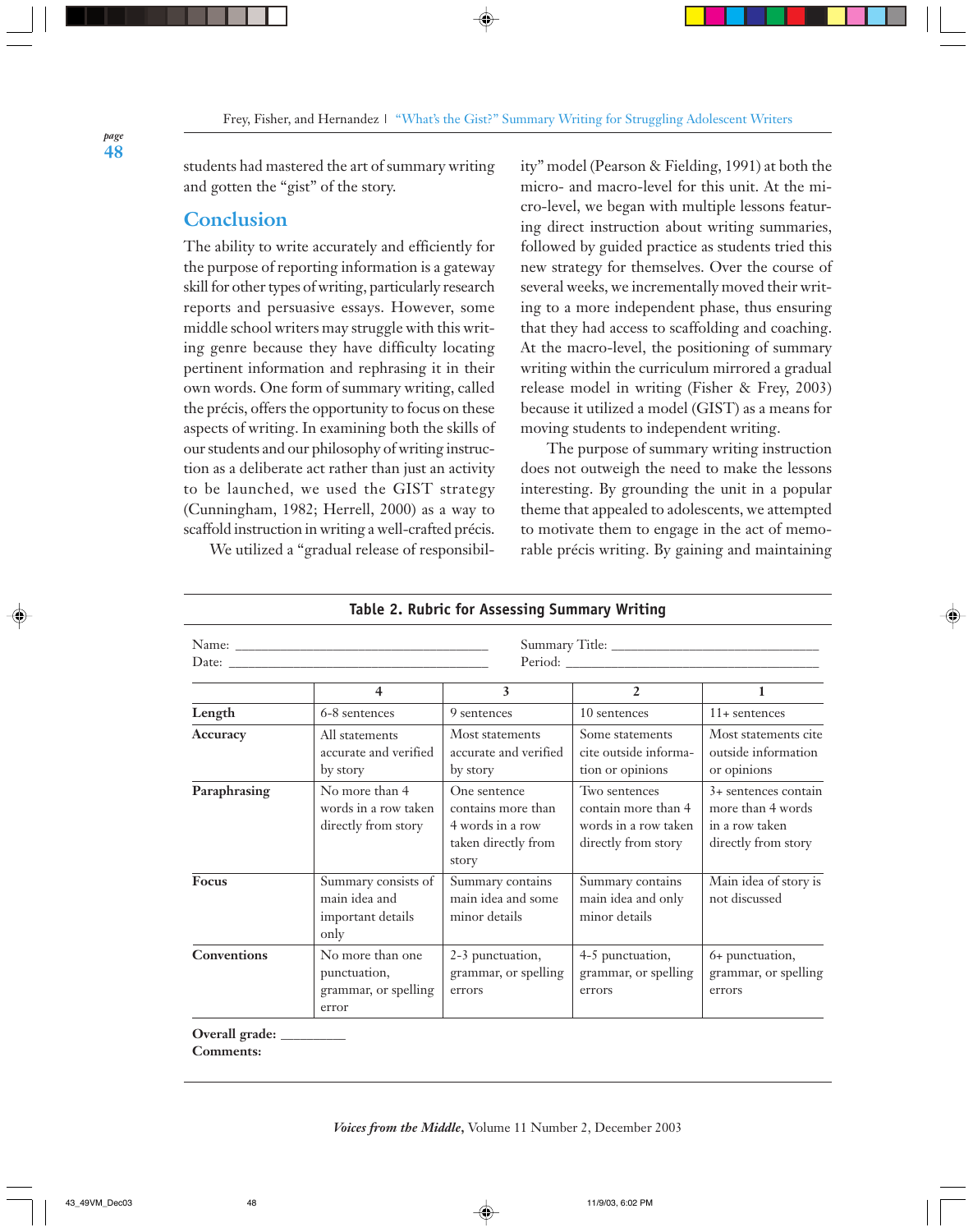students had mastered the art of summary writing and gotten the "gist" of the story.

## Conclusion

The ability to write accurately and efficiently for the purpose of reporting information is a gateway skill for other types of writing, particularly research reports and persuasive essays. However, some middle school writers may struggle with this writing genre because they have difficulty locating pertinent information and rephrasing it in their own words. One form of summary writing, called the précis, offers the opportunity to focus on these aspects of writing. In examining both the skills of our students and our philosophy of writing instruction as a deliberate act rather than just an activity to be launched, we used the GIST strategy (Cunningham, 1982; Herrell, 2000) as a way to scaffold instruction in writing a well-crafted précis.

We utilized a "gradual release of responsibility" model (Pearson & Fielding, 1991) at both the micro- and macro-level for this unit. At the micro-level, we began with multiple lessons featuring direct instruction about writing summaries, followed by guided practice as students tried this new strategy for themselves. Over the course of several weeks, we incrementally moved their writing to a more independent phase, thus ensuring that they had access to scaffolding and coaching. At the macro-level, the positioning of summary writing within the curriculum mirrored a gradual release model in writing (Fisher & Frey, 2003) because it utilized a model (GIST) as a means for moving students to independent writing.

The purpose of summary writing instruction does not outweigh the need to make the lessons interesting. By grounding the unit in a popular theme that appealed to adolescents, we attempted to motivate them to engage in the act of memorable précis writing. By gaining and maintaining

**Table 2. Rubric for Assessing Summary Writing**

Name: ______________________ Summary Title: ______________________
Date: ______________________ Period: ______________________

| | 4 | 3 | 2 | 1 |
|---|---|---|---|---|
| **Length** | 6-8 sentences | 9 sentences | 10 sentences | 11+ sentences |
| **Accuracy** | All statements accurate and verified by story | Most statements accurate and verified by story | Some statements cite outside information or opinions | Most statements cite outside information or opinions |
| **Paraphrasing** | No more than 4 words in a row taken directly from story | One sentence contains more than 4 words in a row taken directly from story | Two sentences contain more than 4 words in a row taken directly from story | 3+ sentences contain more than 4 words in a row taken directly from story |
| **Focus** | Summary consists of main idea and important details only | Summary contains main idea and some minor details | Summary contains main idea and only minor details | Main idea of story is not discussed |
| **Conventions** | No more than one punctuation, grammar, or spelling error | 2-3 punctuation, grammar, or spelling errors | 4-5 punctuation, grammar, or spelling errors | 6+ punctuation, grammar, or spelling errors |

**Overall grade:** _________
**Comments:**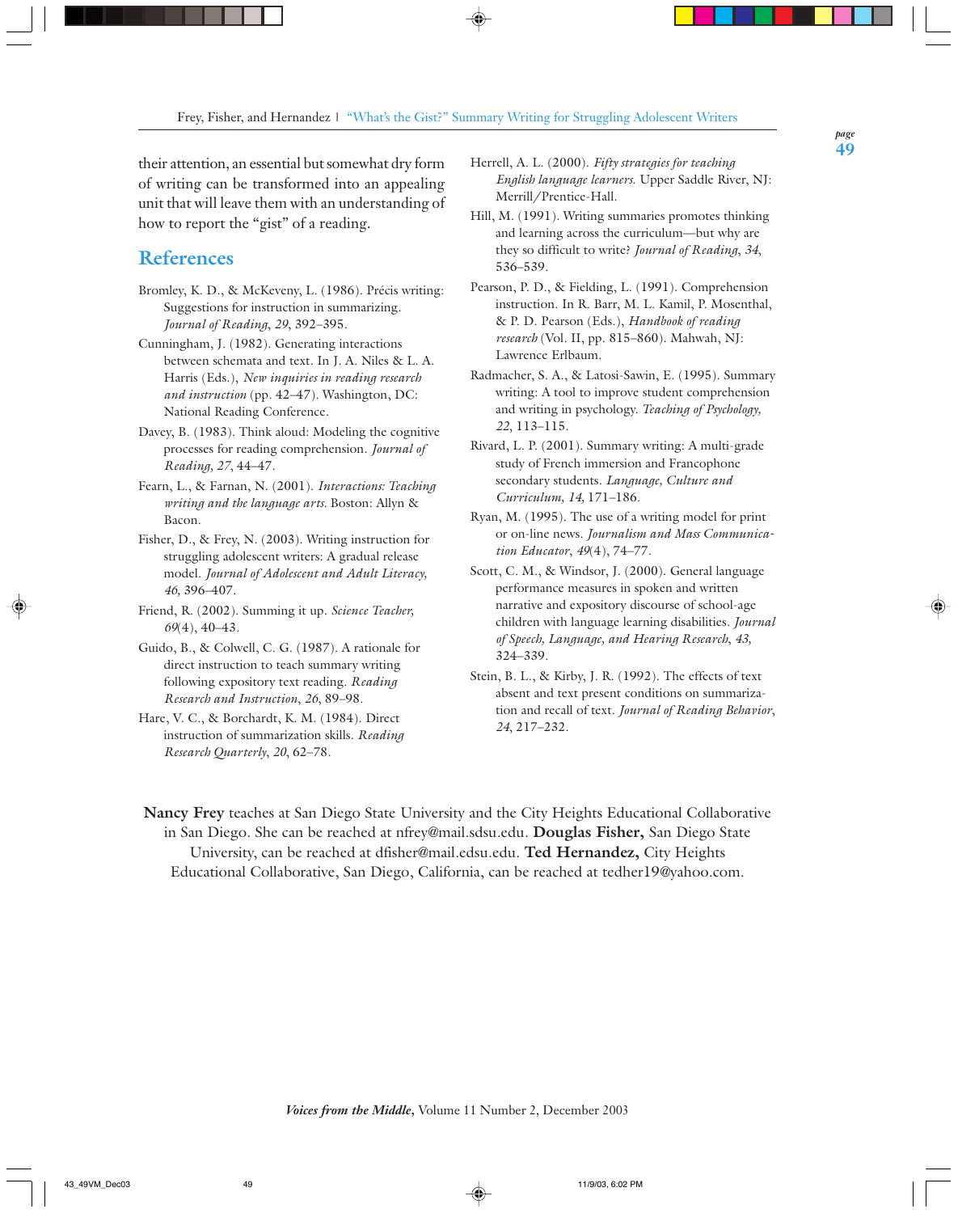their attention, an essential but somewhat dry form of writing can be transformed into an appealing unit that will leave them with an understanding of how to report the "gist" of a reading.

## References

Bromley, K. D., & McKeveny, L. (1986). Précis writing: Suggestions for instruction in summarizing. *Journal of Reading*, *29*, 392–395.

Cunningham, J. (1982). Generating interactions between schemata and text. In J. A. Niles & L. A. Harris (Eds.), *New inquiries in reading research and instruction* (pp. 42–47). Washington, DC: National Reading Conference.

Davey, B. (1983). Think aloud: Modeling the cognitive processes for reading comprehension. *Journal of Reading, 27*, 44–47.

Fearn, L., & Farnan, N. (2001). *Interactions: Teaching writing and the language arts.* Boston: Allyn & Bacon.

Fisher, D., & Frey, N. (2003). Writing instruction for struggling adolescent writers: A gradual release model. *Journal of Adolescent and Adult Literacy, 46,* 396–407.

Friend, R. (2002). Summing it up. *Science Teacher, 69*(4), 40–43.

Guido, B., & Colwell, C. G. (1987). A rationale for direct instruction to teach summary writing following expository text reading. *Reading Research and Instruction*, *26*, 89–98.

Hare, V. C., & Borchardt, K. M. (1984). Direct instruction of summarization skills. *Reading Research Quarterly*, *20*, 62–78.

Herrell, A. L. (2000). *Fifty strategies for teaching English language learners.* Upper Saddle River, NJ: Merrill/Prentice-Hall.

Hill, M. (1991). Writing summaries promotes thinking and learning across the curriculum—but why are they so difficult to write? *Journal of Reading*, *34*, 536–539.

Pearson, P. D., & Fielding, L. (1991). Comprehension instruction. In R. Barr, M. L. Kamil, P. Mosenthal, & P. D. Pearson (Eds.), *Handbook of reading research* (Vol. II, pp. 815–860). Mahwah, NJ: Lawrence Erlbaum.

Radmacher, S. A., & Latosi-Sawin, E. (1995). Summary writing: A tool to improve student comprehension and writing in psychology. *Teaching of Psychology, 22*, 113–115.

Rivard, L. P. (2001). Summary writing: A multi-grade study of French immersion and Francophone secondary students. *Language, Culture and Curriculum, 14,* 171–186.

Ryan, M. (1995). The use of a writing model for print or on-line news. *Journalism and Mass Communication Educator*, *49*(4), 74–77.

Scott, C. M., & Windsor, J. (2000). General language performance measures in spoken and written narrative and expository discourse of school-age children with language learning disabilities. *Journal of Speech, Language, and Hearing Research, 43,* 324–339.

Stein, B. L., & Kirby, J. R. (1992). The effects of text absent and text present conditions on summarization and recall of text. *Journal of Reading Behavior*, *24*, 217–232.

**Nancy Frey** teaches at San Diego State University and the City Heights Educational Collaborative in San Diego. She can be reached at nfrey@mail.sdsu.edu. **Douglas Fisher,** San Diego State University, can be reached at dfisher@mail.edsu.edu. **Ted Hernandez,** City Heights Educational Collaborative, San Diego, California, can be reached at tedher19@yahoo.com.